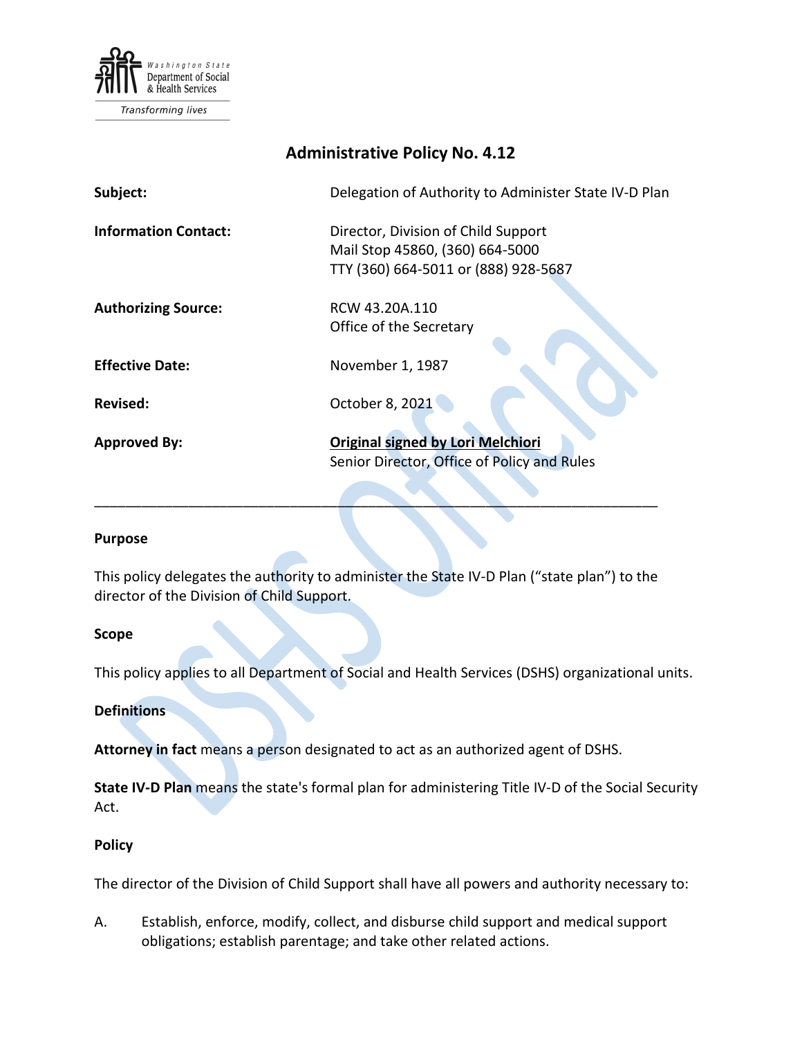Washington State Department of Social & Health Services

*Transforming lives*

# Administrative Policy No. 4.12

| | |
|---|---|
| **Subject:** | Delegation of Authority to Administer State IV-D Plan |
| **Information Contact:** | Director, Division of Child Support<br>Mail Stop 45860, (360) 664-5000<br>TTY (360) 664-5011 or (888) 928-5687 |
| **Authorizing Source:** | RCW 43.20A.110<br>Office of the Secretary |
| **Effective Date:** | November 1, 1987 |
| **Revised:** | October 8, 2021 |
| **Approved By:** | **Original signed by Lori Melchiori**<br>Senior Director, Office of Policy and Rules |

---

## Purpose

This policy delegates the authority to administer the State IV-D Plan ("state plan") to the director of the Division of Child Support.

## Scope

This policy applies to all Department of Social and Health Services (DSHS) organizational units.

## Definitions

**Attorney in fact** means a person designated to act as an authorized agent of DSHS.

**State IV-D Plan** means the state's formal plan for administering Title IV-D of the Social Security Act.

## Policy

The director of the Division of Child Support shall have all powers and authority necessary to:

A. Establish, enforce, modify, collect, and disburse child support and medical support obligations; establish parentage; and take other related actions.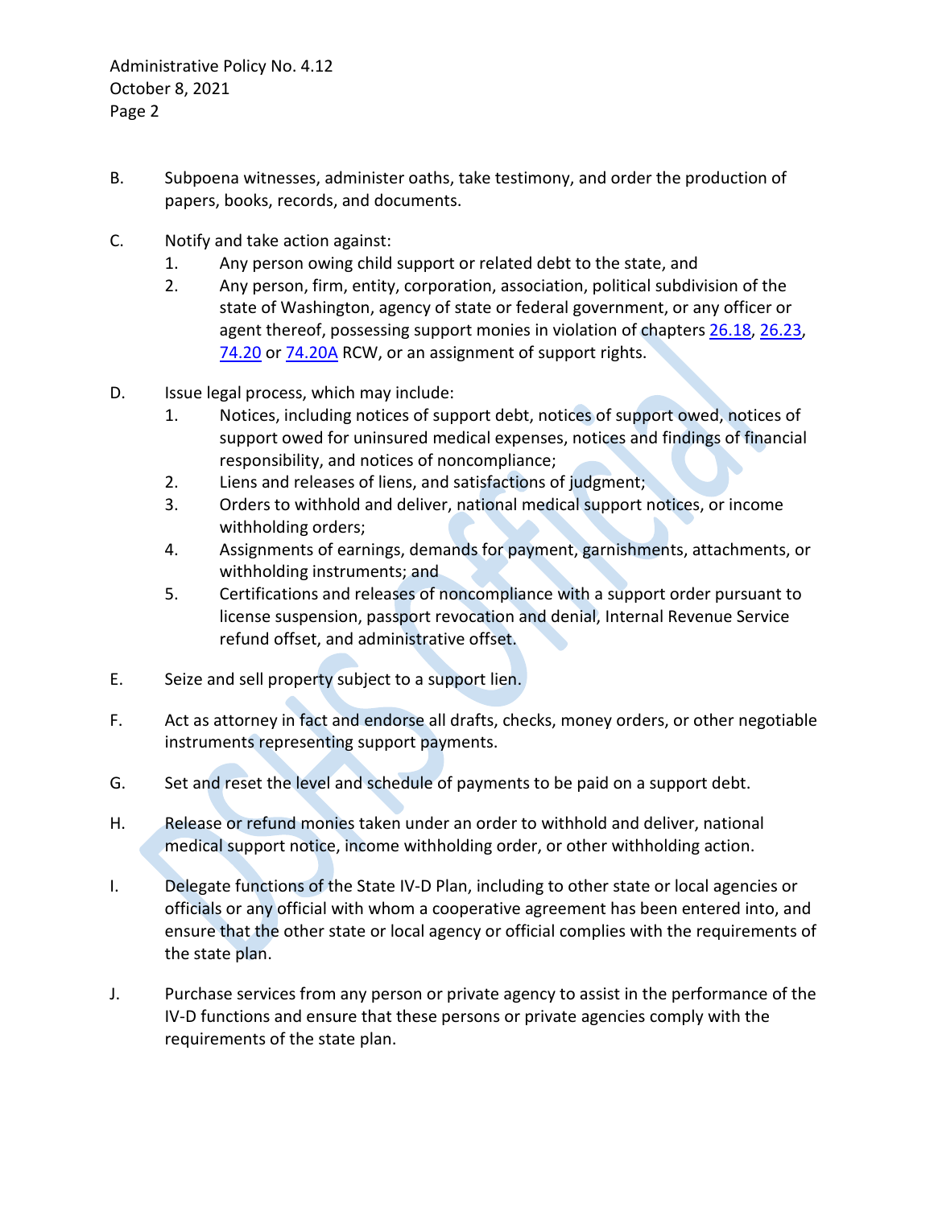B. Subpoena witnesses, administer oaths, take testimony, and order the production of papers, books, records, and documents.

C. Notify and take action against:
   1. Any person owing child support or related debt to the state, and
   2. Any person, firm, entity, corporation, association, political subdivision of the state of Washington, agency of state or federal government, or any officer or agent thereof, possessing support monies in violation of chapters 26.18, 26.23, 74.20 or 74.20A RCW, or an assignment of support rights.

D. Issue legal process, which may include:
   1. Notices, including notices of support debt, notices of support owed, notices of support owed for uninsured medical expenses, notices and findings of financial responsibility, and notices of noncompliance;
   2. Liens and releases of liens, and satisfactions of judgment;
   3. Orders to withhold and deliver, national medical support notices, or income withholding orders;
   4. Assignments of earnings, demands for payment, garnishments, attachments, or withholding instruments; and
   5. Certifications and releases of noncompliance with a support order pursuant to license suspension, passport revocation and denial, Internal Revenue Service refund offset, and administrative offset.

E. Seize and sell property subject to a support lien.

F. Act as attorney in fact and endorse all drafts, checks, money orders, or other negotiable instruments representing support payments.

G. Set and reset the level and schedule of payments to be paid on a support debt.

H. Release or refund monies taken under an order to withhold and deliver, national medical support notice, income withholding order, or other withholding action.

I. Delegate functions of the State IV-D Plan, including to other state or local agencies or officials or any official with whom a cooperative agreement has been entered into, and ensure that the other state or local agency or official complies with the requirements of the state plan.

J. Purchase services from any person or private agency to assist in the performance of the IV-D functions and ensure that these persons or private agencies comply with the requirements of the state plan.